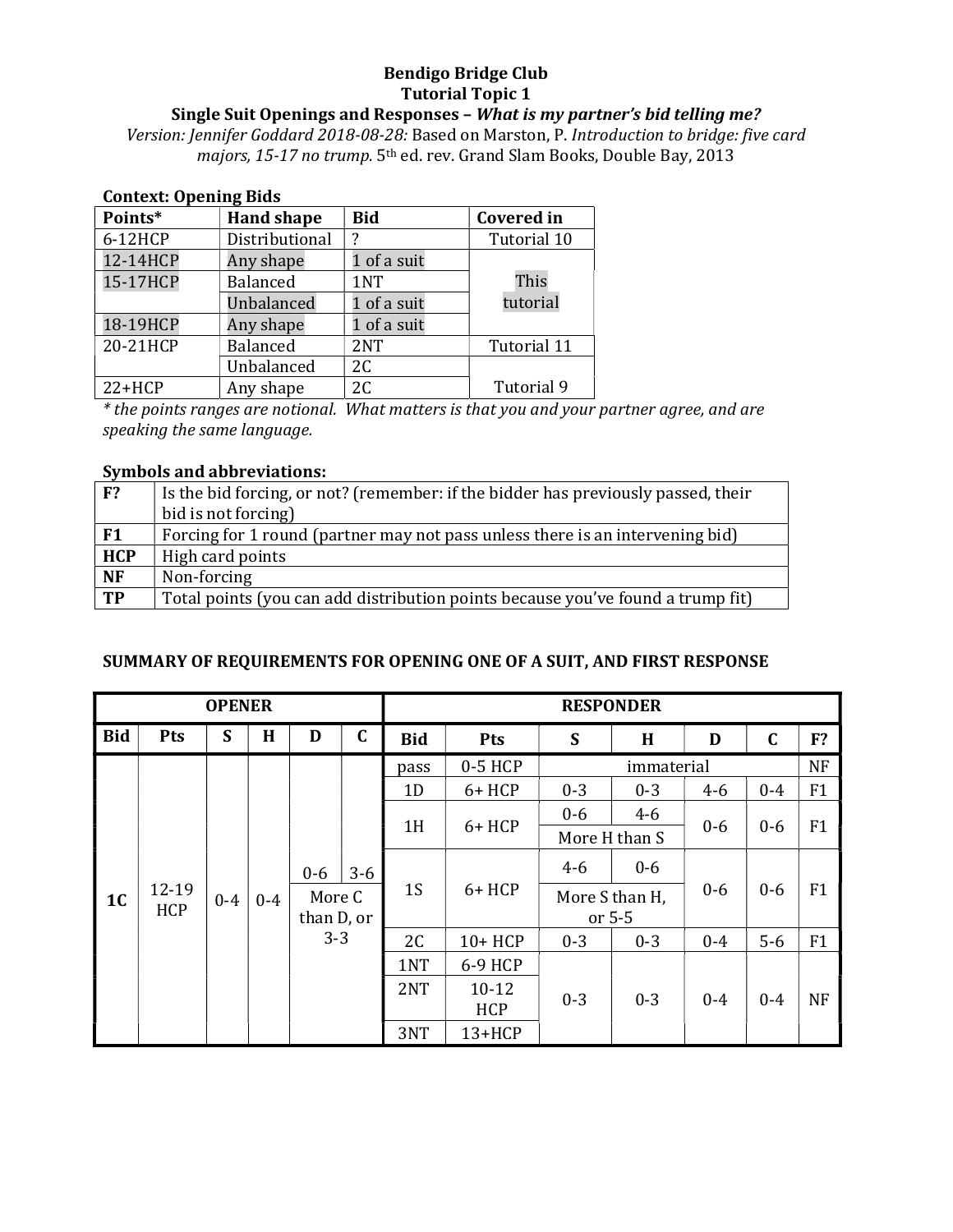**Bendigo Bridge Club**
**Tutorial Topic 1**
**Single Suit Openings and Responses – *What is my partner's bid telling me?***

*Version: Jennifer Goddard 2018-08-28:* Based on Marston, P. *Introduction to bridge: five card majors, 15-17 no trump.* 5th ed. rev. Grand Slam Books, Double Bay, 2013

**Context: Opening Bids**

| Points* | Hand shape | Bid | Covered in |
|---|---|---|---|
| 6-12HCP | Distributional | ? | Tutorial 10 |
| 12-14HCP | Any shape | 1 of a suit | This tutorial |
| 15-17HCP | Balanced | 1NT | |
| | Unbalanced | 1 of a suit | |
| 18-19HCP | Any shape | 1 of a suit | |
| 20-21HCP | Balanced | 2NT | Tutorial 11 |
| | Unbalanced | 2C | Tutorial 9 |
| 22+HCP | Any shape | 2C | |

*\* the points ranges are notional. What matters is that you and your partner agree, and are speaking the same language.*

**Symbols and abbreviations:**

| | |
|---|---|
| **F?** | Is the bid forcing, or not? (remember: if the bidder has previously passed, their bid is not forcing) |
| **F1** | Forcing for 1 round (partner may not pass unless there is an intervening bid) |
| **HCP** | High card points |
| **NF** | Non-forcing |
| **TP** | Total points (you can add distribution points because you've found a trump fit) |

**SUMMARY OF REQUIREMENTS FOR OPENING ONE OF A SUIT, AND FIRST RESPONSE**

| OPENER | | | | | | RESPONDER | | | | | | |
|---|---|---|---|---|---|---|---|---|---|---|---|---|
| **Bid** | **Pts** | **S** | **H** | **D** | **C** | **Bid** | **Pts** | **S** | **H** | **D** | **C** | **F?** |
| 1C | 12-19 HCP | 0-4 | 0-4 | 0-6 | 3-6 | pass | 0-5 HCP | immaterial | | | | NF |
| | | | | More C than D, or 3-3 | | 1D | 6+ HCP | 0-3 | 0-3 | 4-6 | 0-4 | F1 |
| | | | | | | 1H | 6+ HCP | 0-6 | 4-6 | 0-6 | 0-6 | F1 |
| | | | | | | | | More H than S | | | | |
| | | | | | | 1S | 6+ HCP | 4-6 | 0-6 | 0-6 | 0-6 | F1 |
| | | | | | | | | More S than H, or 5-5 | | | | |
| | | | | | | 2C | 10+ HCP | 0-3 | 0-3 | 0-4 | 5-6 | F1 |
| | | | | | | 1NT | 6-9 HCP | 0-3 | 0-3 | 0-4 | 0-4 | NF |
| | | | | | | 2NT | 10-12 HCP | | | | | |
| | | | | | | 3NT | 13+HCP | | | | | |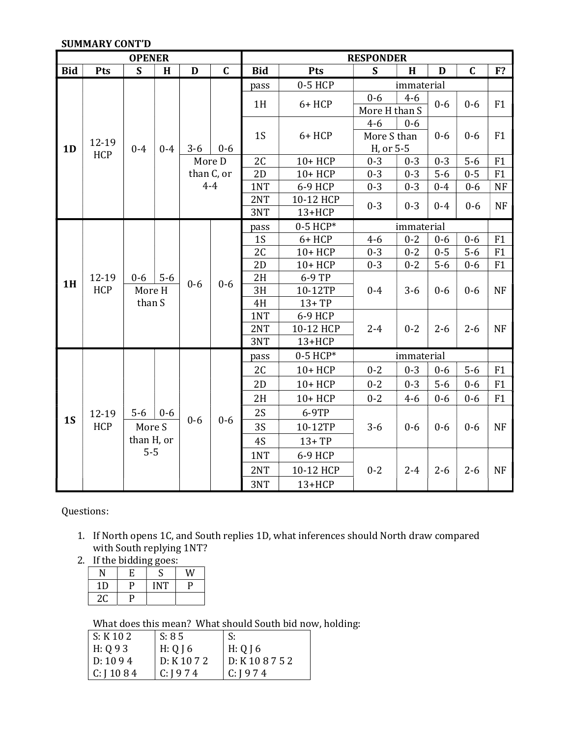**SUMMARY CONT'D**

| OPENER | | | | | | RESPONDER | | | | | | |
|---|---|---|---|---|---|---|---|---|---|---|---|---|
| Bid | Pts | S | H | D | C | Bid | Pts | S | H | D | C | F? |
| 1D | 12-19 HCP | 0-4 | 0-4 | 3-6 | 0-6 | pass | 0-5 HCP | immaterial | | | | |
| | | | | More D than C, or 4-4 | | 1H | 6+ HCP | 0-6 | 4-6 | 0-6 | 0-6 | F1 |
| | | | | | | | | More H than S | | | | |
| | | | | | | 1S | 6+ HCP | 4-6 | 0-6 | 0-6 | 0-6 | F1 |
| | | | | | | | | More S than H, or 5-5 | | | | |
| | | | | | | 2C | 10+ HCP | 0-3 | 0-3 | 0-3 | 5-6 | F1 |
| | | | | | | 2D | 10+ HCP | 0-3 | 0-3 | 5-6 | 0-5 | F1 |
| | | | | | | 1NT | 6-9 HCP | 0-3 | 0-3 | 0-4 | 0-6 | NF |
| | | | | | | 2NT | 10-12 HCP | 0-3 | 0-3 | 0-4 | 0-6 | NF |
| | | | | | | 3NT | 13+HCP | | | | | |
| 1H | 12-19 HCP | 0-6 | 5-6 | 0-6 | 0-6 | pass | 0-5 HCP* | immaterial | | | | |
| | | More H than S | | | | 1S | 6+ HCP | 4-6 | 0-2 | 0-6 | 0-6 | F1 |
| | | | | | | 2C | 10+ HCP | 0-3 | 0-2 | 0-5 | 5-6 | F1 |
| | | | | | | 2D | 10+ HCP | 0-3 | 0-2 | 5-6 | 0-6 | F1 |
| | | | | | | 2H | 6-9 TP | 0-4 | 3-6 | 0-6 | 0-6 | NF |
| | | | | | | 3H | 10-12TP | | | | | |
| | | | | | | 4H | 13+ TP | | | | | |
| | | | | | | 1NT | 6-9 HCP | 2-4 | 0-2 | 2-6 | 2-6 | NF |
| | | | | | | 2NT | 10-12 HCP | | | | | |
| | | | | | | 3NT | 13+HCP | | | | | |
| 1S | 12-19 HCP | 5-6 | 0-6 | 0-6 | 0-6 | pass | 0-5 HCP* | immaterial | | | | |
| | | More S than H, or 5-5 | | | | 2C | 10+ HCP | 0-2 | 0-3 | 0-6 | 5-6 | F1 |
| | | | | | | 2D | 10+ HCP | 0-2 | 0-3 | 5-6 | 0-6 | F1 |
| | | | | | | 2H | 10+ HCP | 0-2 | 4-6 | 0-6 | 0-6 | F1 |
| | | | | | | 2S | 6-9TP | 3-6 | 0-6 | 0-6 | 0-6 | NF |
| | | | | | | 3S | 10-12TP | | | | | |
| | | | | | | 4S | 13+ TP | | | | | |
| | | | | | | 1NT | 6-9 HCP | 0-2 | 2-4 | 2-6 | 2-6 | NF |
| | | | | | | 2NT | 10-12 HCP | | | | | |
| | | | | | | 3NT | 13+HCP | | | | | |

Questions:

1. If North opens 1C, and South replies 1D, what inferences should North draw compared with South replying 1NT?
2. If the bidding goes:

| N | E | S | W |
|---|---|---|---|
| 1D | P | INT | P |
| 2C | P | | |

What does this mean? What should South bid now, holding:

| | | |
|---|---|---|
| S: K 10 2 | S: 8 5 | S: |
| H: Q 9 3 | H: Q J 6 | H: Q J 6 |
| D: 10 9 4 | D: K 10 7 2 | D: K 10 8 7 5 2 |
| C: J 10 8 4 | C: J 9 7 4 | C: J 9 7 4 |